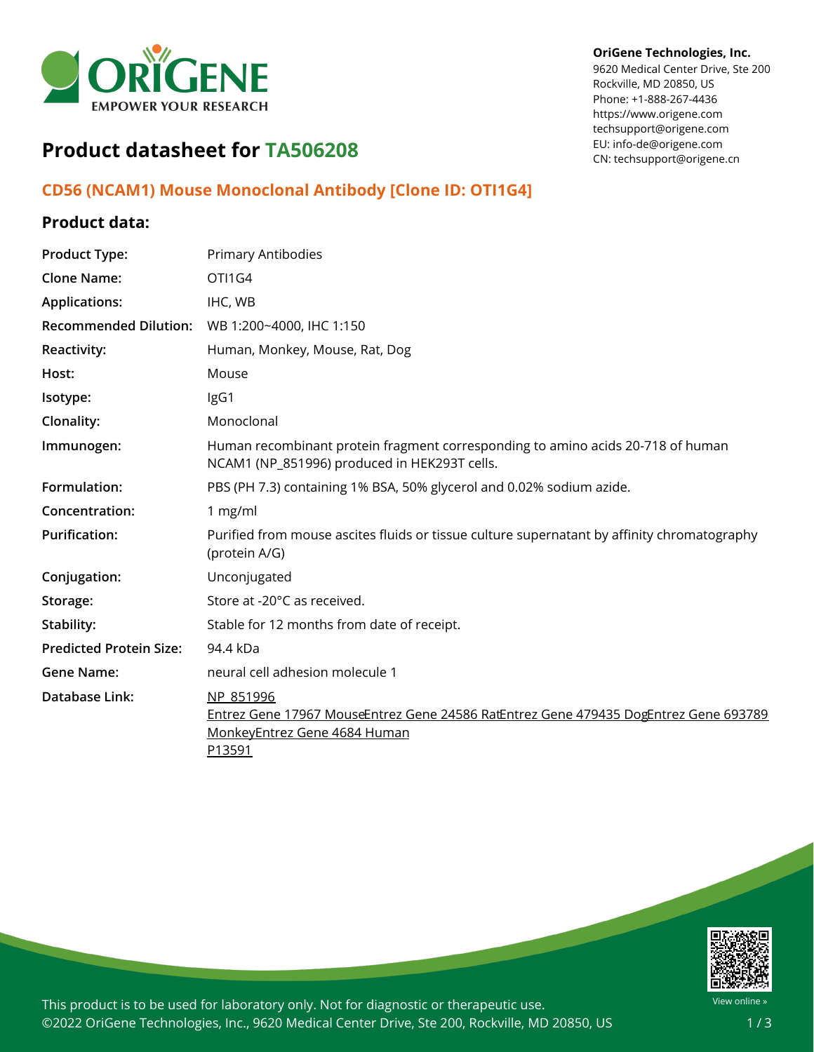OriGene Technologies, Inc.
9620 Medical Center Drive, Ste 200
Rockville, MD 20850, US
Phone: +1-888-267-4436
https://www.origene.com
techsupport@origene.com
EU: info-de@origene.com
CN: techsupport@origene.cn

# Product datasheet for TA506208

## CD56 (NCAM1) Mouse Monoclonal Antibody [Clone ID: OTI1G4]

### Product data:

| | |
|---|---|
| **Product Type:** | Primary Antibodies |
| **Clone Name:** | OTI1G4 |
| **Applications:** | IHC, WB |
| **Recommended Dilution:** | WB 1:200~4000, IHC 1:150 |
| **Reactivity:** | Human, Monkey, Mouse, Rat, Dog |
| **Host:** | Mouse |
| **Isotype:** | IgG1 |
| **Clonality:** | Monoclonal |
| **Immunogen:** | Human recombinant protein fragment corresponding to amino acids 20-718 of human NCAM1 (NP_851996) produced in HEK293T cells. |
| **Formulation:** | PBS (PH 7.3) containing 1% BSA, 50% glycerol and 0.02% sodium azide. |
| **Concentration:** | 1 mg/ml |
| **Purification:** | Purified from mouse ascites fluids or tissue culture supernatant by affinity chromatography (protein A/G) |
| **Conjugation:** | Unconjugated |
| **Storage:** | Store at -20°C as received. |
| **Stability:** | Stable for 12 months from date of receipt. |
| **Predicted Protein Size:** | 94.4 kDa |
| **Gene Name:** | neural cell adhesion molecule 1 |
| **Database Link:** | NP_851996<br>Entrez Gene 17967 MouseEntrez Gene 24586 RatEntrez Gene 479435 DogEntrez Gene 693789 MonkeyEntrez Gene 4684 Human<br>P13591 |

This product is to be used for laboratory only. Not for diagnostic or therapeutic use.
©2022 OriGene Technologies, Inc., 9620 Medical Center Drive, Ste 200, Rockville, MD 20850, US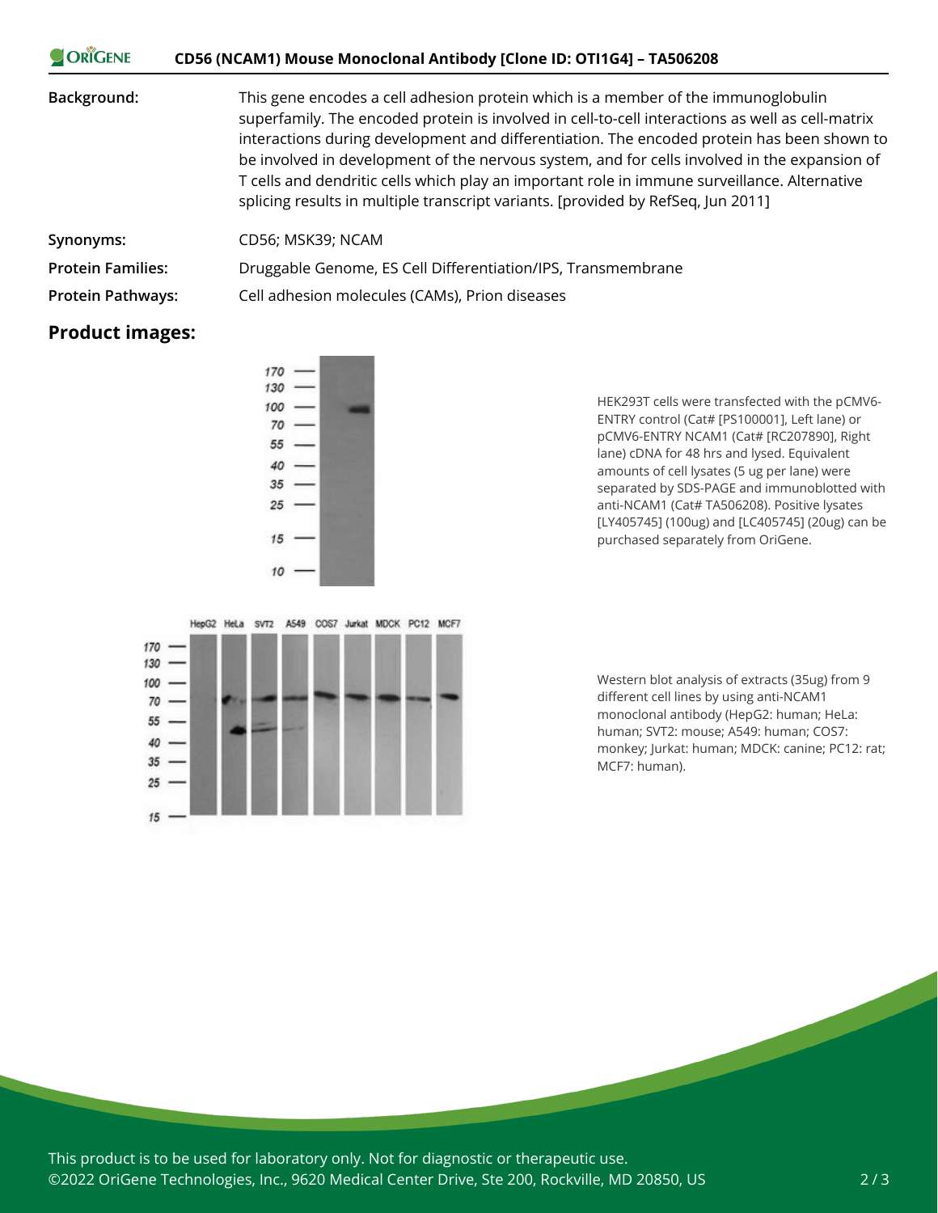**Background:** This gene encodes a cell adhesion protein which is a member of the immunoglobulin superfamily. The encoded protein is involved in cell-to-cell interactions as well as cell-matrix interactions during development and differentiation. The encoded protein has been shown to be involved in development of the nervous system, and for cells involved in the expansion of T cells and dendritic cells which play an important role in immune surveillance. Alternative splicing results in multiple transcript variants. [provided by RefSeq, Jun 2011]

**Synonyms:** CD56; MSK39; NCAM

**Protein Families:** Druggable Genome, ES Cell Differentiation/IPS, Transmembrane

**Protein Pathways:** Cell adhesion molecules (CAMs), Prion diseases

## Product images:

HEK293T cells were transfected with the pCMV6-ENTRY control (Cat# [PS100001], Left lane) or pCMV6-ENTRY NCAM1 (Cat# [RC207890], Right lane) cDNA for 48 hrs and lysed. Equivalent amounts of cell lysates (5 ug per lane) were separated by SDS-PAGE and immunoblotted with anti-NCAM1 (Cat# TA506208). Positive lysates [LY405745] (100ug) and [LC405745] (20ug) can be purchased separately from OriGene.

Western blot analysis of extracts (35ug) from 9 different cell lines by using anti-NCAM1 monoclonal antibody (HepG2: human; HeLa: human; SVT2: mouse; A549: human; COS7: monkey; Jurkat: human; MDCK: canine; PC12: rat; MCF7: human).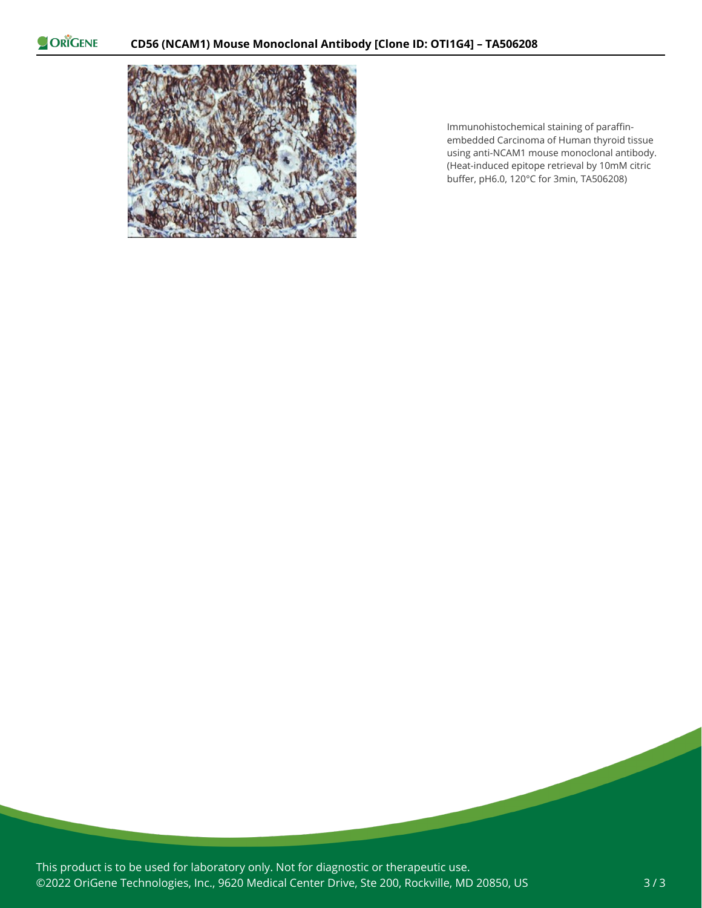Immunohistochemical staining of paraffin-embedded Carcinoma of Human thyroid tissue using anti-NCAM1 mouse monoclonal antibody. (Heat-induced epitope retrieval by 10mM citric buffer, pH6.0, 120°C for 3min, TA506208)